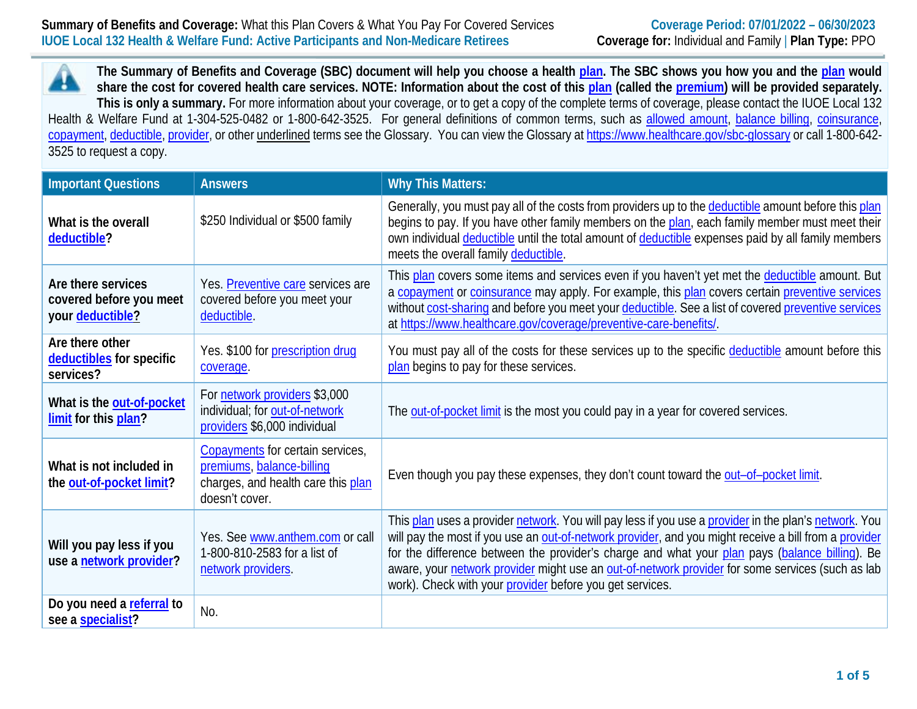**Summary of Benefits and Coverage:** What this Plan Covers & What You Pay For Covered Services
**IUOE Local 132 Health & Welfare Fund: Active Participants and Non-Medicare Retirees**

**Coverage Period: 07/01/2022 – 06/30/2023**
**Coverage for:** Individual and Family | **Plan Type:** PPO

**The Summary of Benefits and Coverage (SBC) document will help you choose a health plan. The SBC shows you how you and the plan would share the cost for covered health care services. NOTE: Information about the cost of this plan (called the premium) will be provided separately. This is only a summary.** For more information about your coverage, or to get a copy of the complete terms of coverage, please contact the IUOE Local 132 Health & Welfare Fund at 1-304-525-0482 or 1-800-642-3525. For general definitions of common terms, such as allowed amount, balance billing, coinsurance, copayment, deductible, provider, or other underlined terms see the Glossary. You can view the Glossary at https://www.healthcare.gov/sbc-glossary or call 1-800-642-3525 to request a copy.

| Important Questions | Answers | Why This Matters: |
|---|---|---|
| **What is the overall deductible?** | $250 Individual or $500 family | Generally, you must pay all of the costs from providers up to the deductible amount before this plan begins to pay. If you have other family members on the plan, each family member must meet their own individual deductible until the total amount of deductible expenses paid by all family members meets the overall family deductible. |
| **Are there services covered before you meet your deductible?** | Yes. Preventive care services are covered before you meet your deductible. | This plan covers some items and services even if you haven't yet met the deductible amount. But a copayment or coinsurance may apply. For example, this plan covers certain preventive services without cost-sharing and before you meet your deductible. See a list of covered preventive services at https://www.healthcare.gov/coverage/preventive-care-benefits/. |
| **Are there other deductibles for specific services?** | Yes. $100 for prescription drug coverage. | You must pay all of the costs for these services up to the specific deductible amount before this plan begins to pay for these services. |
| **What is the out-of-pocket limit for this plan?** | For network providers $3,000 individual; for out-of-network providers $6,000 individual | The out-of-pocket limit is the most you could pay in a year for covered services. |
| **What is not included in the out-of-pocket limit?** | Copayments for certain services, premiums, balance-billing charges, and health care this plan doesn't cover. | Even though you pay these expenses, they don't count toward the out–of–pocket limit. |
| **Will you pay less if you use a network provider?** | Yes. See www.anthem.com or call 1-800-810-2583 for a list of network providers. | This plan uses a provider network. You will pay less if you use a provider in the plan's network. You will pay the most if you use an out-of-network provider, and you might receive a bill from a provider for the difference between the provider's charge and what your plan pays (balance billing). Be aware, your network provider might use an out-of-network provider for some services (such as lab work). Check with your provider before you get services. |
| **Do you need a referral to see a specialist?** | No. | |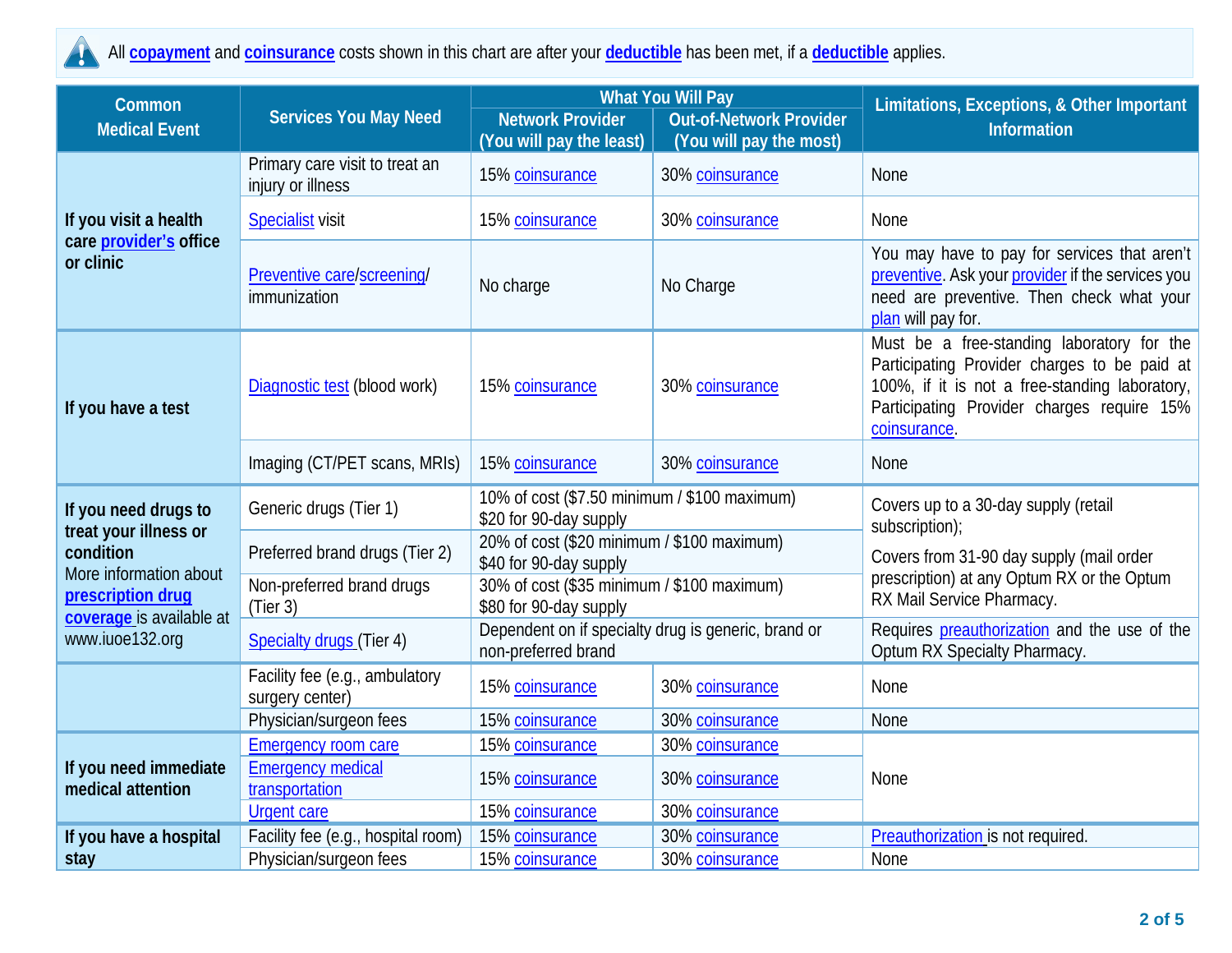All **copayment** and **coinsurance** costs shown in this chart are after your **deductible** has been met, if a **deductible** applies.

| Common Medical Event | Services You May Need | What You Will Pay | | Limitations, Exceptions, & Other Important Information |
|---|---|---|---|---|
| | | Network Provider (You will pay the least) | Out-of-Network Provider (You will pay the most) | |
| **If you visit a health care provider's office or clinic** | Primary care visit to treat an injury or illness | 15% coinsurance | 30% coinsurance | None |
| | Specialist visit | 15% coinsurance | 30% coinsurance | None |
| | Preventive care/screening/ immunization | No charge | No Charge | You may have to pay for services that aren't preventive. Ask your provider if the services you need are preventive. Then check what your plan will pay for. |
| **If you have a test** | Diagnostic test (blood work) | 15% coinsurance | 30% coinsurance | Must be a free-standing laboratory for the Participating Provider charges to be paid at 100%, if it is not a free-standing laboratory, Participating Provider charges require 15% coinsurance. |
| | Imaging (CT/PET scans, MRIs) | 15% coinsurance | 30% coinsurance | None |
| **If you need drugs to treat your illness or condition** More information about **prescription drug coverage** is available at www.iuoe132.org | Generic drugs (Tier 1) | 10% of cost ($7.50 minimum / $100 maximum) $20 for 90-day supply | | Covers up to a 30-day supply (retail subscription); Covers from 31-90 day supply (mail order prescription) at any Optum RX or the Optum RX Mail Service Pharmacy. |
| | Preferred brand drugs (Tier 2) | 20% of cost ($20 minimum / $100 maximum) $40 for 90-day supply | | |
| | Non-preferred brand drugs (Tier 3) | 30% of cost ($35 minimum / $100 maximum) $80 for 90-day supply | | |
| | Specialty drugs (Tier 4) | Dependent on if specialty drug is generic, brand or non-preferred brand | | Requires preauthorization and the use of the Optum RX Specialty Pharmacy. |
| | Facility fee (e.g., ambulatory surgery center) | 15% coinsurance | 30% coinsurance | None |
| | Physician/surgeon fees | 15% coinsurance | 30% coinsurance | None |
| **If you need immediate medical attention** | Emergency room care | 15% coinsurance | 30% coinsurance | None |
| | Emergency medical transportation | 15% coinsurance | 30% coinsurance | |
| | Urgent care | 15% coinsurance | 30% coinsurance | |
| **If you have a hospital stay** | Facility fee (e.g., hospital room) | 15% coinsurance | 30% coinsurance | Preauthorization is not required. |
| | Physician/surgeon fees | 15% coinsurance | 30% coinsurance | None |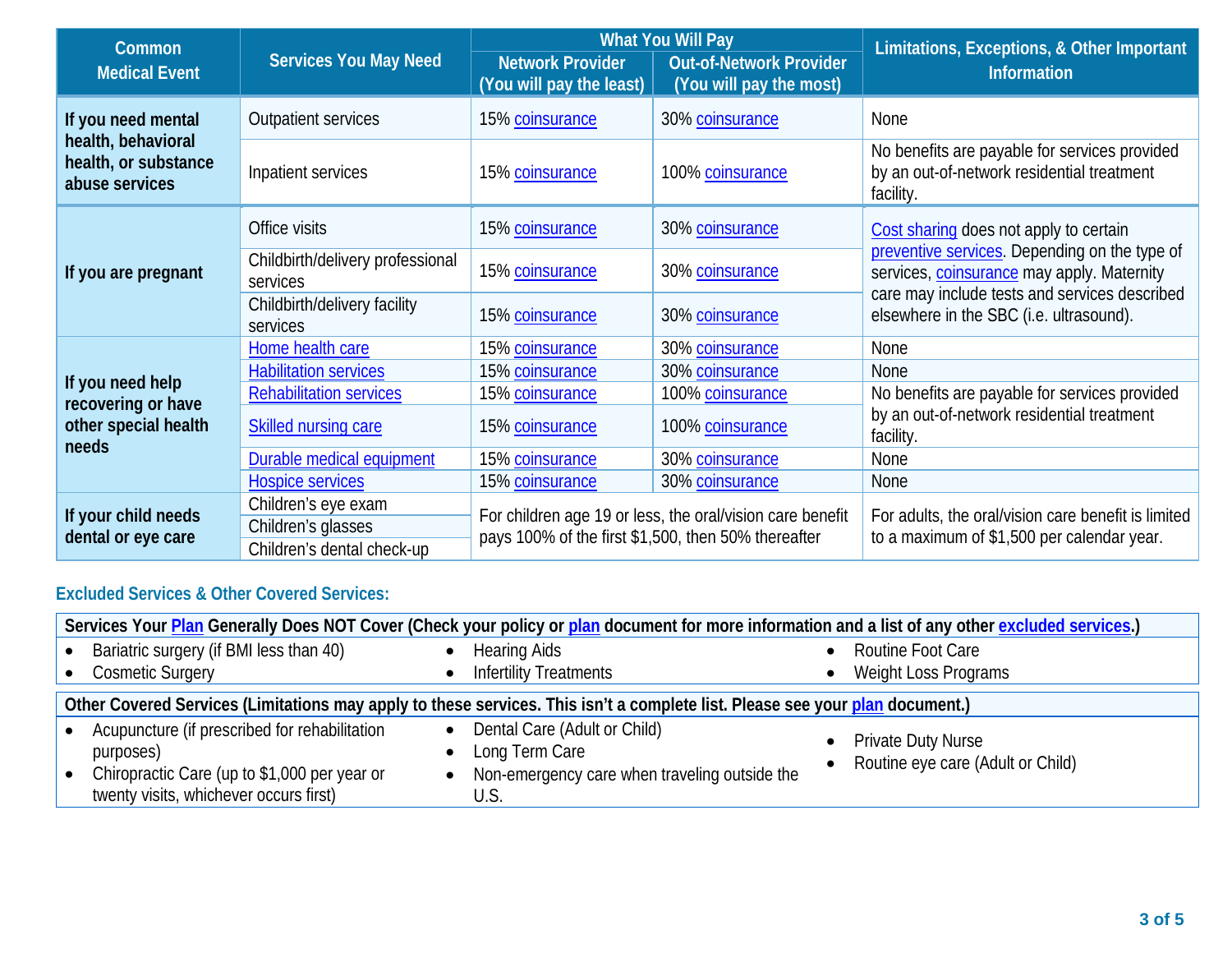| Common Medical Event | Services You May Need | What You Will Pay | | Limitations, Exceptions, & Other Important Information |
|---|---|---|---|---|
| | | Network Provider (You will pay the least) | Out-of-Network Provider (You will pay the most) | |
| If you need mental health, behavioral health, or substance abuse services | Outpatient services | 15% coinsurance | 30% coinsurance | None |
| | Inpatient services | 15% coinsurance | 100% coinsurance | No benefits are payable for services provided by an out-of-network residential treatment facility. |
| If you are pregnant | Office visits | 15% coinsurance | 30% coinsurance | Cost sharing does not apply to certain preventive services. Depending on the type of services, coinsurance may apply. Maternity care may include tests and services described elsewhere in the SBC (i.e. ultrasound). |
| | Childbirth/delivery professional services | 15% coinsurance | 30% coinsurance | |
| | Childbirth/delivery facility services | 15% coinsurance | 30% coinsurance | |
| If you need help recovering or have other special health needs | Home health care | 15% coinsurance | 30% coinsurance | None |
| | Habilitation services | 15% coinsurance | 30% coinsurance | None |
| | Rehabilitation services | 15% coinsurance | 100% coinsurance | No benefits are payable for services provided by an out-of-network residential treatment facility. |
| | Skilled nursing care | 15% coinsurance | 100% coinsurance | |
| | Durable medical equipment | 15% coinsurance | 30% coinsurance | None |
| | Hospice services | 15% coinsurance | 30% coinsurance | None |
| If your child needs dental or eye care | Children's eye exam | For children age 19 or less, the oral/vision care benefit pays 100% of the first $1,500, then 50% thereafter | | For adults, the oral/vision care benefit is limited to a maximum of $1,500 per calendar year. |
| | Children's glasses | | | |
| | Children's dental check-up | | | |

## Excluded Services & Other Covered Services:

**Services Your Plan Generally Does NOT Cover (Check your policy or plan document for more information and a list of any other excluded services.)**

- Bariatric surgery (if BMI less than 40)
- Cosmetic Surgery
- Hearing Aids
- Infertility Treatments
- Routine Foot Care
- Weight Loss Programs

**Other Covered Services (Limitations may apply to these services. This isn't a complete list. Please see your plan document.)**

- Acupuncture (if prescribed for rehabilitation purposes)
- Chiropractic Care (up to $1,000 per year or twenty visits, whichever occurs first)
- Dental Care (Adult or Child)
- Long Term Care
- Non-emergency care when traveling outside the U.S.
- Private Duty Nurse
- Routine eye care (Adult or Child)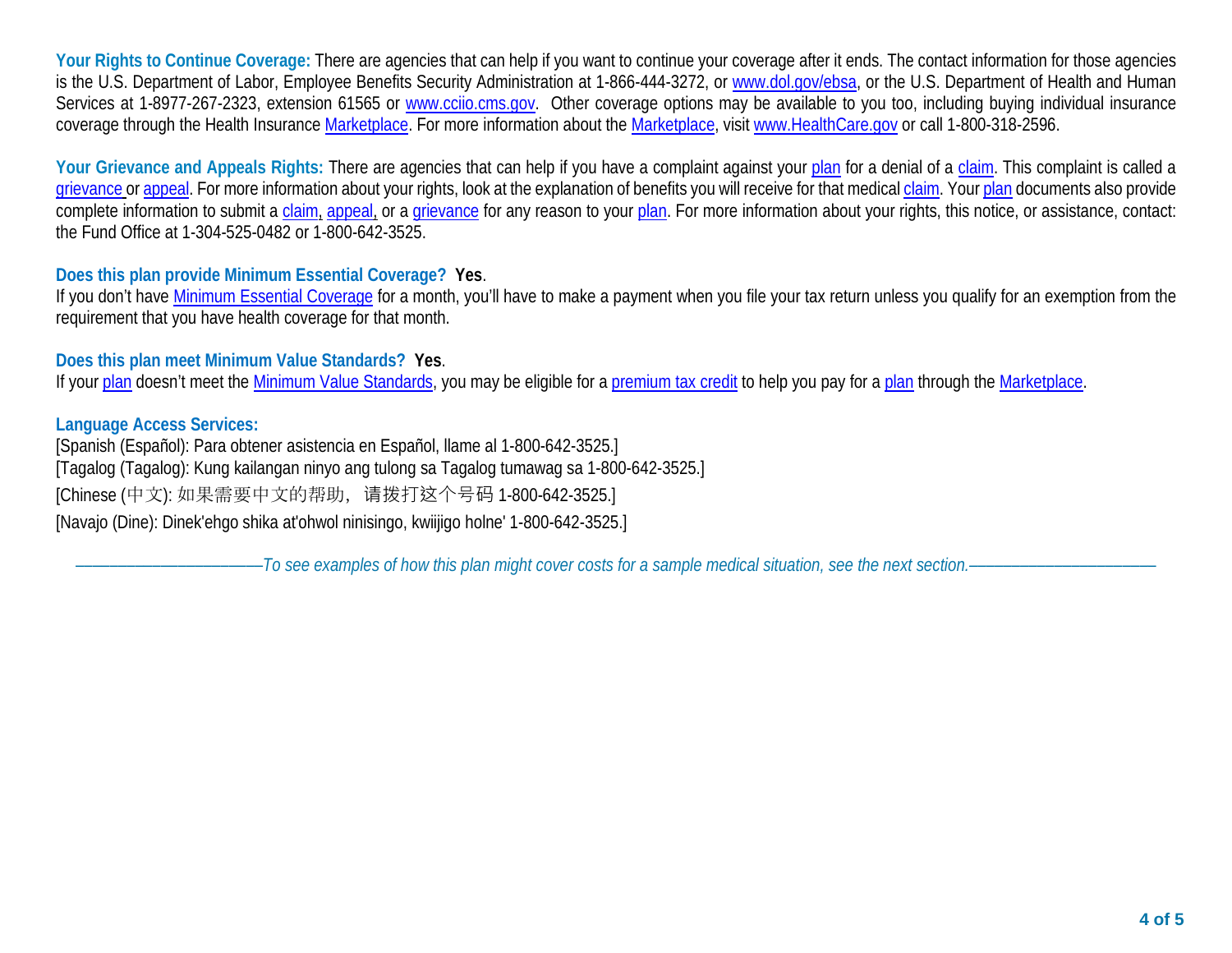**Your Rights to Continue Coverage:** There are agencies that can help if you want to continue your coverage after it ends. The contact information for those agencies is the U.S. Department of Labor, Employee Benefits Security Administration at 1-866-444-3272, or www.dol.gov/ebsa, or the U.S. Department of Health and Human Services at 1-8977-267-2323, extension 61565 or www.cciio.cms.gov. Other coverage options may be available to you too, including buying individual insurance coverage through the Health Insurance Marketplace. For more information about the Marketplace, visit www.HealthCare.gov or call 1-800-318-2596.

**Your Grievance and Appeals Rights:** There are agencies that can help if you have a complaint against your plan for a denial of a claim. This complaint is called a grievance or appeal. For more information about your rights, look at the explanation of benefits you will receive for that medical claim. Your plan documents also provide complete information to submit a claim, appeal, or a grievance for any reason to your plan. For more information about your rights, this notice, or assistance, contact: the Fund Office at 1-304-525-0482 or 1-800-642-3525.

**Does this plan provide Minimum Essential Coverage? Yes.**
If you don't have Minimum Essential Coverage for a month, you'll have to make a payment when you file your tax return unless you qualify for an exemption from the requirement that you have health coverage for that month.

**Does this plan meet Minimum Value Standards? Yes.**
If your plan doesn't meet the Minimum Value Standards, you may be eligible for a premium tax credit to help you pay for a plan through the Marketplace.

**Language Access Services:**
[Spanish (Español): Para obtener asistencia en Español, llame al 1-800-642-3525.]
[Tagalog (Tagalog): Kung kailangan ninyo ang tulong sa Tagalog tumawag sa 1-800-642-3525.]
[Chinese (中文): 如果需要中文的帮助，请拨打这个号码 1-800-642-3525.]
[Navajo (Dine): Dinek'ehgo shika at'ohwol ninisingo, kwiijigo holne' 1-800-642-3525.]

*————————————To see examples of how this plan might cover costs for a sample medical situation, see the next section.————————————*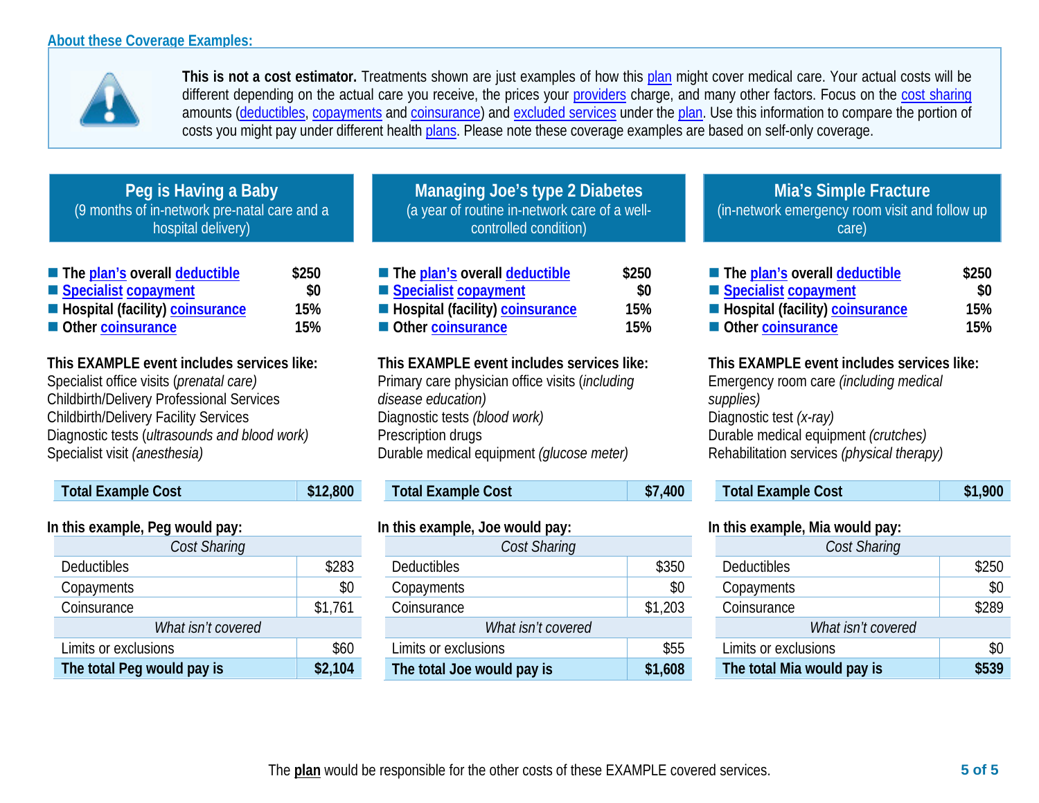## About these Coverage Examples:

**This is not a cost estimator.** Treatments shown are just examples of how this plan might cover medical care. Your actual costs will be different depending on the actual care you receive, the prices your providers charge, and many other factors. Focus on the cost sharing amounts (deductibles, copayments and coinsurance) and excluded services under the plan. Use this information to compare the portion of costs you might pay under different health plans. Please note these coverage examples are based on self-only coverage.

### Peg is Having a Baby
(9 months of in-network pre-natal care and a hospital delivery)

- **The plan's overall deductible** **$250**
- **Specialist copayment** **$0**
- **Hospital (facility) coinsurance** **15%**
- **Other coinsurance** **15%**

**This EXAMPLE event includes services like:**
Specialist office visits (*prenatal care)*
Childbirth/Delivery Professional Services
Childbirth/Delivery Facility Services
Diagnostic tests (*ultrasounds and blood work)*
Specialist visit *(anesthesia)*

| **Total Example Cost** | **$12,800** |
|---|---|

**In this example, Peg would pay:**

| *Cost Sharing* | |
|---|---|
| Deductibles | $283 |
| Copayments | $0 |
| Coinsurance | $1,761 |
| *What isn't covered* | |
| Limits or exclusions | $60 |
| **The total Peg would pay is** | **$2,104** |

### Managing Joe's type 2 Diabetes
(a year of routine in-network care of a well-controlled condition)

- **The plan's overall deductible** **$250**
- **Specialist copayment** **$0**
- **Hospital (facility) coinsurance** **15%**
- **Other coinsurance** **15%**

**This EXAMPLE event includes services like:**
Primary care physician office visits (*including disease education)*
Diagnostic tests *(blood work)*
Prescription drugs
Durable medical equipment *(glucose meter)*

| **Total Example Cost** | **$7,400** |
|---|---|

**In this example, Joe would pay:**

| *Cost Sharing* | |
|---|---|
| Deductibles | $350 |
| Copayments | $0 |
| Coinsurance | $1,203 |
| *What isn't covered* | |
| Limits or exclusions | $55 |
| **The total Joe would pay is** | **$1,608** |

### Mia's Simple Fracture
(in-network emergency room visit and follow up care)

- **The plan's overall deductible** **$250**
- **Specialist copayment** **$0**
- **Hospital (facility) coinsurance** **15%**
- **Other coinsurance** **15%**

**This EXAMPLE event includes services like:**
Emergency room care *(including medical supplies)*
Diagnostic test *(x-ray)*
Durable medical equipment *(crutches)*
Rehabilitation services *(physical therapy)*

| **Total Example Cost** | **$1,900** |
|---|---|

**In this example, Mia would pay:**

| *Cost Sharing* | |
|---|---|
| Deductibles | $250 |
| Copayments | $0 |
| Coinsurance | $289 |
| *What isn't covered* | |
| Limits or exclusions | $0 |
| **The total Mia would pay is** | **$539** |

The **plan** would be responsible for the other costs of these EXAMPLE covered services.